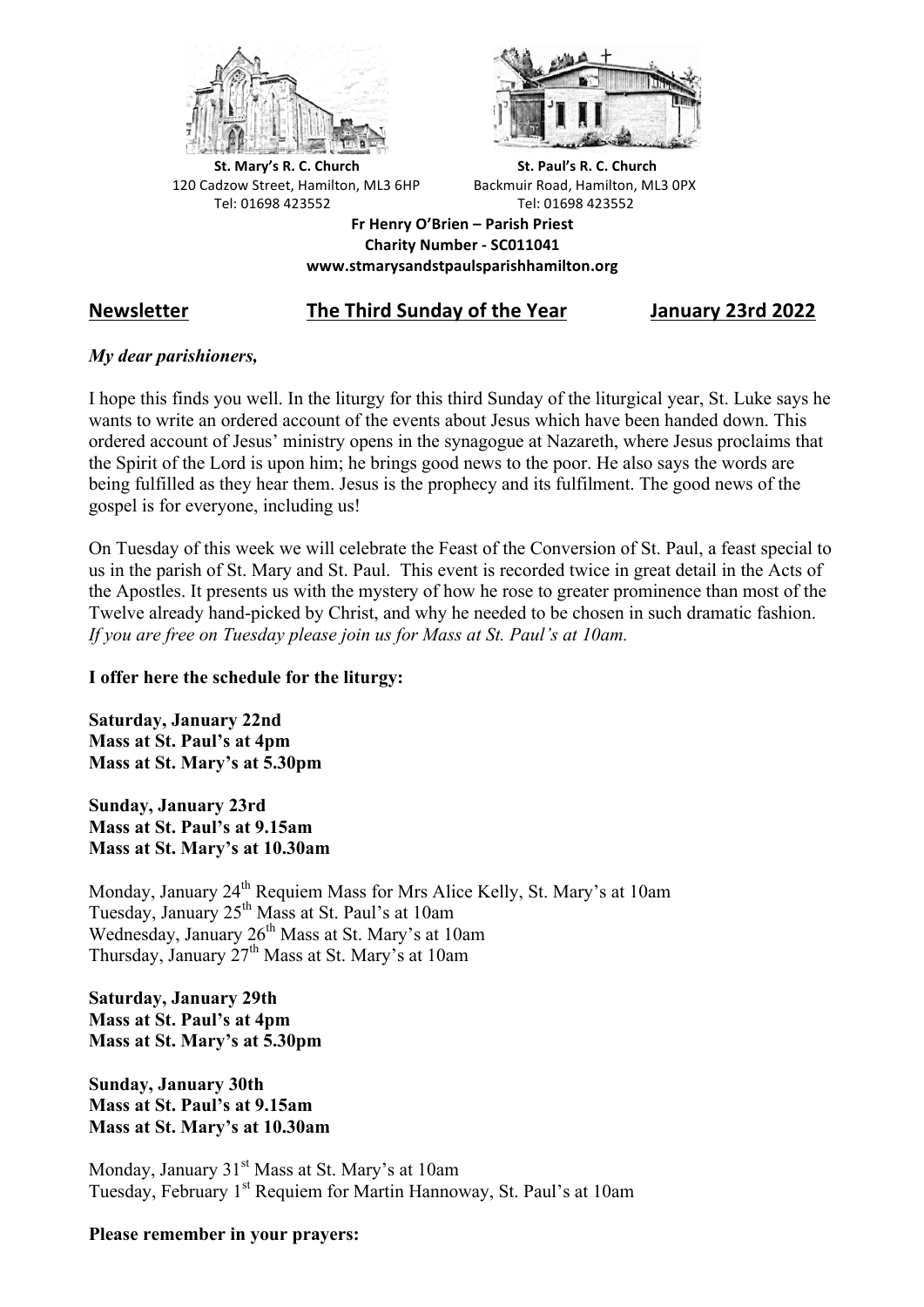**St. Mary's R. C. Church**
120 Cadzow Street, Hamilton, ML3 6HP
Tel: 01698 423552

**St. Paul's R. C. Church**
Backmuir Road, Hamilton, ML3 0PX
Tel: 01698 423552

**Fr Henry O'Brien – Parish Priest**
**Charity Number - SC011041**
**www.stmarysandstpaulsparishhamilton.org**

## Newsletter — The Third Sunday of the Year — January 23rd 2022

***My dear parishioners,***

I hope this finds you well. In the liturgy for this third Sunday of the liturgical year, St. Luke says he wants to write an ordered account of the events about Jesus which have been handed down. This ordered account of Jesus' ministry opens in the synagogue at Nazareth, where Jesus proclaims that the Spirit of the Lord is upon him; he brings good news to the poor. He also says the words are being fulfilled as they hear them. Jesus is the prophecy and its fulfilment. The good news of the gospel is for everyone, including us!

On Tuesday of this week we will celebrate the Feast of the Conversion of St. Paul, a feast special to us in the parish of St. Mary and St. Paul. This event is recorded twice in great detail in the Acts of the Apostles. It presents us with the mystery of how he rose to greater prominence than most of the Twelve already hand-picked by Christ, and why he needed to be chosen in such dramatic fashion. *If you are free on Tuesday please join us for Mass at St. Paul's at 10am.*

**I offer here the schedule for the liturgy:**

**Saturday, January 22nd**
**Mass at St. Paul's at 4pm**
**Mass at St. Mary's at 5.30pm**

**Sunday, January 23rd**
**Mass at St. Paul's at 9.15am**
**Mass at St. Mary's at 10.30am**

Monday, January 24th Requiem Mass for Mrs Alice Kelly, St. Mary's at 10am
Tuesday, January 25th Mass at St. Paul's at 10am
Wednesday, January 26th Mass at St. Mary's at 10am
Thursday, January 27th Mass at St. Mary's at 10am

**Saturday, January 29th**
**Mass at St. Paul's at 4pm**
**Mass at St. Mary's at 5.30pm**

**Sunday, January 30th**
**Mass at St. Paul's at 9.15am**
**Mass at St. Mary's at 10.30am**

Monday, January 31st Mass at St. Mary's at 10am
Tuesday, February 1st Requiem for Martin Hannoway, St. Paul's at 10am

**Please remember in your prayers:**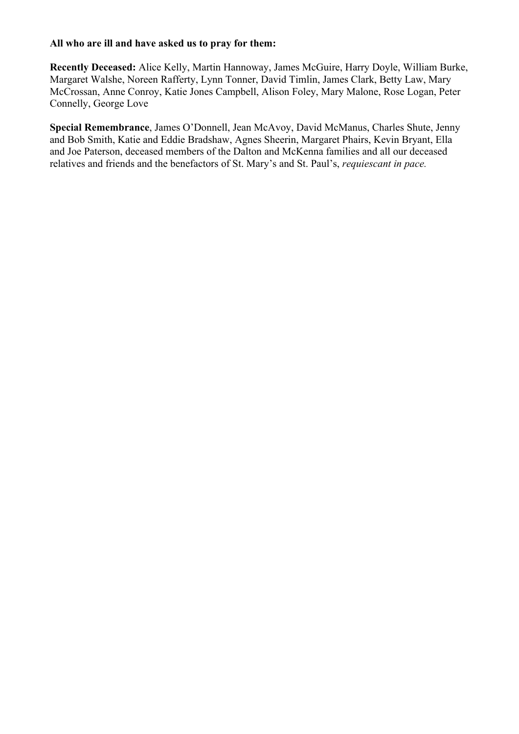**All who are ill and have asked us to pray for them:**

**Recently Deceased:** Alice Kelly, Martin Hannoway, James McGuire, Harry Doyle, William Burke, Margaret Walshe, Noreen Rafferty, Lynn Tonner, David Timlin, James Clark, Betty Law, Mary McCrossan, Anne Conroy, Katie Jones Campbell, Alison Foley, Mary Malone, Rose Logan, Peter Connelly, George Love

**Special Remembrance**, James O'Donnell, Jean McAvoy, David McManus, Charles Shute, Jenny and Bob Smith, Katie and Eddie Bradshaw, Agnes Sheerin, Margaret Phairs, Kevin Bryant, Ella and Joe Paterson, deceased members of the Dalton and McKenna families and all our deceased relatives and friends and the benefactors of St. Mary's and St. Paul's, *requiescant in pace.*